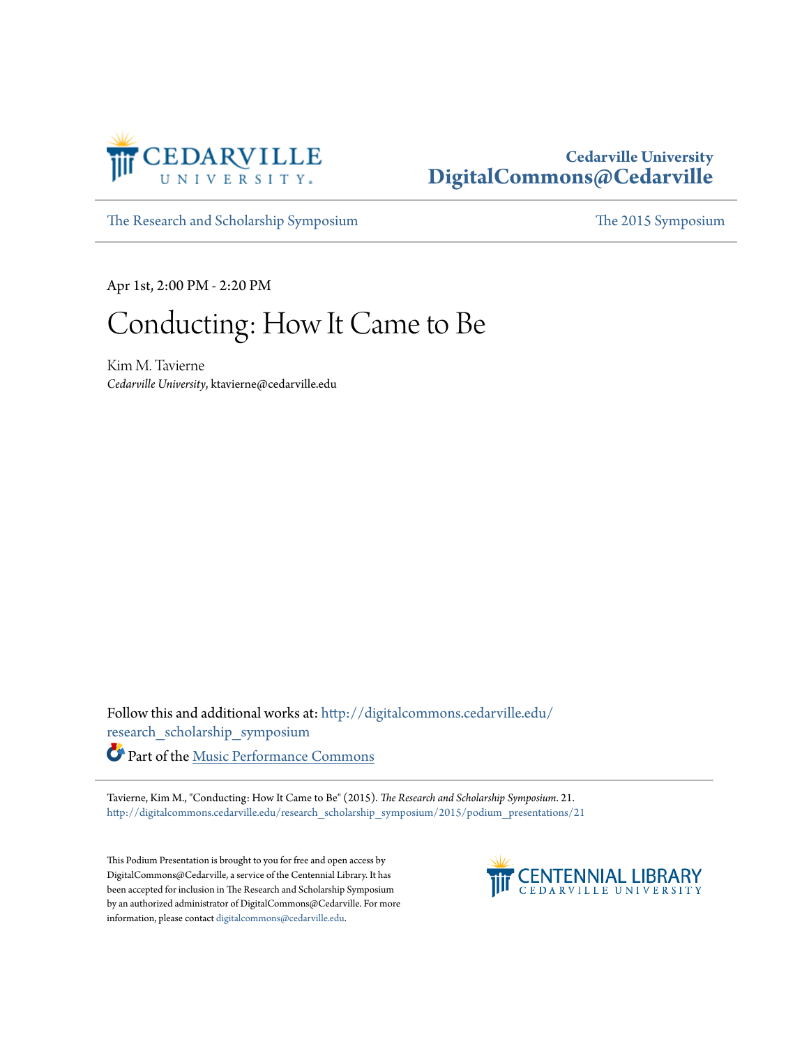Cedarville University
DigitalCommons@Cedarville

The Research and Scholarship Symposium | The 2015 Symposium

Apr 1st, 2:00 PM - 2:20 PM

# Conducting: How It Came to Be

Kim M. Tavierne
*Cedarville University*, ktavierne@cedarville.edu

Follow this and additional works at: http://digitalcommons.cedarville.edu/research_scholarship_symposium

Part of the Music Performance Commons

Tavierne, Kim M., "Conducting: How It Came to Be" (2015). *The Research and Scholarship Symposium*. 21.
http://digitalcommons.cedarville.edu/research_scholarship_symposium/2015/podium_presentations/21

This Podium Presentation is brought to you for free and open access by DigitalCommons@Cedarville, a service of the Centennial Library. It has been accepted for inclusion in The Research and Scholarship Symposium by an authorized administrator of DigitalCommons@Cedarville. For more information, please contact digitalcommons@cedarville.edu.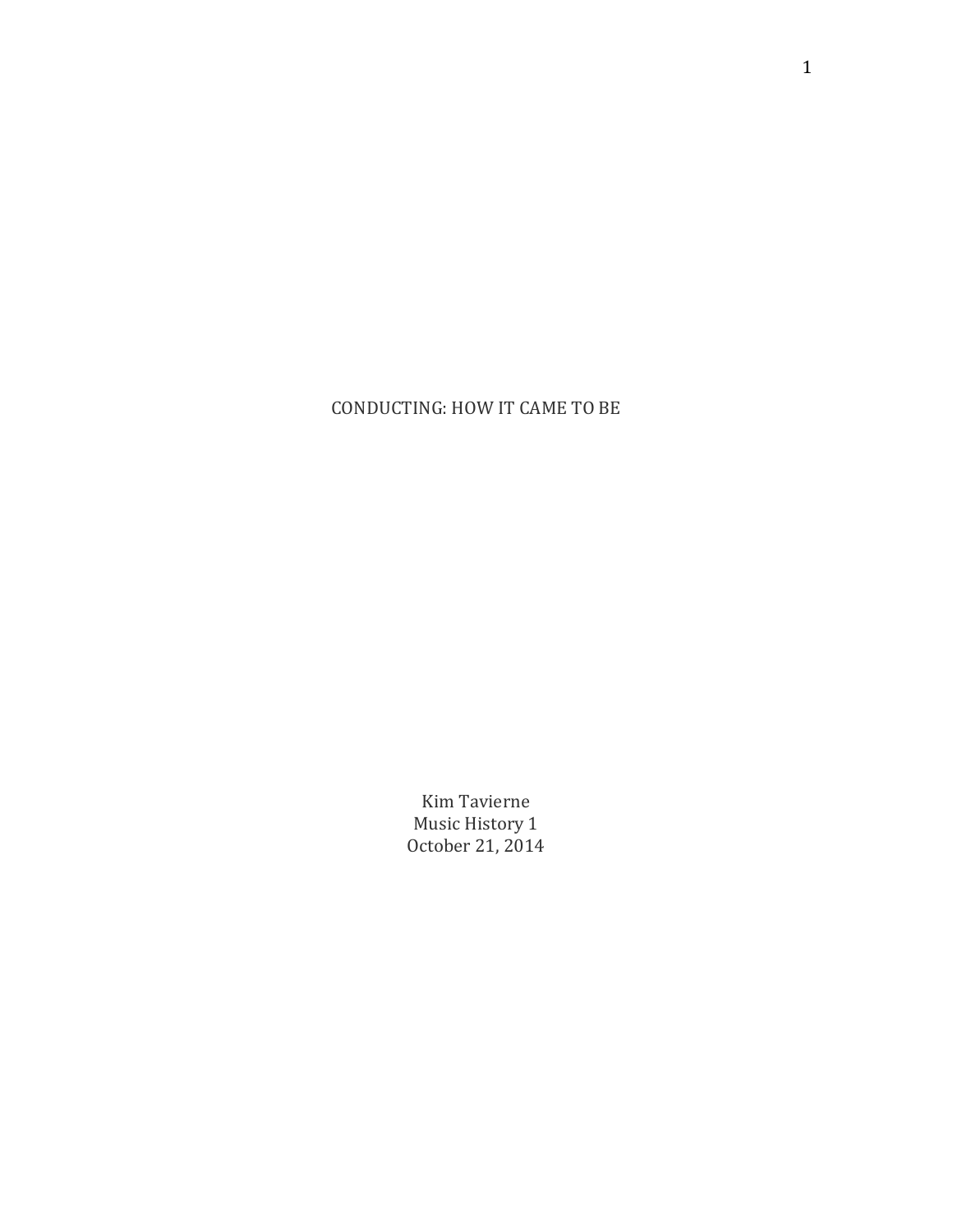# CONDUCTING: HOW IT CAME TO BE

Kim Tavierne
Music History 1
October 21, 2014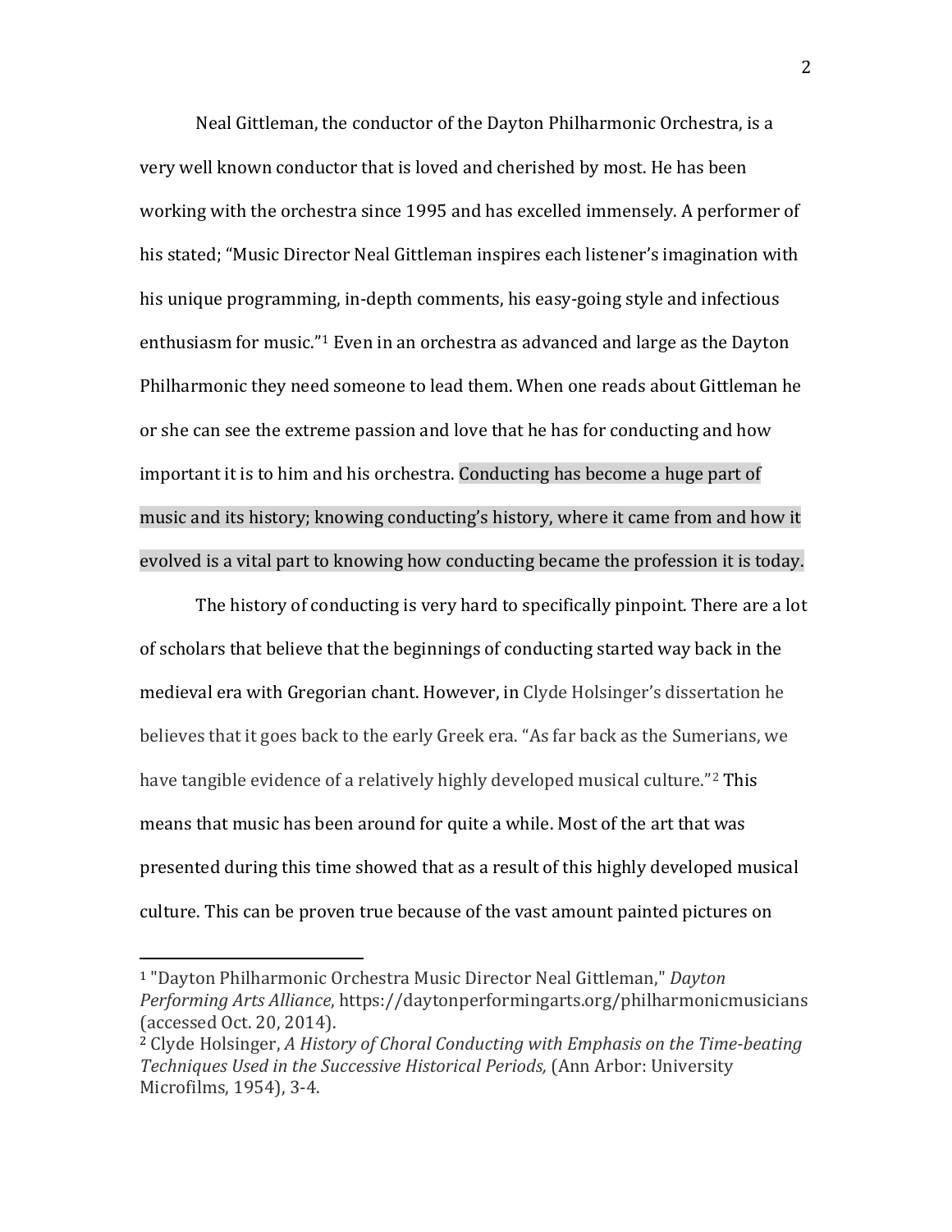Neal Gittleman, the conductor of the Dayton Philharmonic Orchestra, is a very well known conductor that is loved and cherished by most. He has been working with the orchestra since 1995 and has excelled immensely. A performer of his stated; “Music Director Neal Gittleman inspires each listener’s imagination with his unique programming, in-depth comments, his easy-going style and infectious enthusiasm for music.”[1] Even in an orchestra as advanced and large as the Dayton Philharmonic they need someone to lead them. When one reads about Gittleman he or she can see the extreme passion and love that he has for conducting and how important it is to him and his orchestra. Conducting has become a huge part of music and its history; knowing conducting’s history, where it came from and how it evolved is a vital part to knowing how conducting became the profession it is today.

The history of conducting is very hard to specifically pinpoint. There are a lot of scholars that believe that the beginnings of conducting started way back in the medieval era with Gregorian chant. However, in Clyde Holsinger’s dissertation he believes that it goes back to the early Greek era. “As far back as the Sumerians, we have tangible evidence of a relatively highly developed musical culture.”[2] This means that music has been around for quite a while. Most of the art that was presented during this time showed that as a result of this highly developed musical culture. This can be proven true because of the vast amount painted pictures on

---

[1] "Dayton Philharmonic Orchestra Music Director Neal Gittleman," *Dayton Performing Arts Alliance*, https://daytonperformingarts.org/philharmonicmusicians (accessed Oct. 20, 2014).

[2] Clyde Holsinger, *A History of Choral Conducting with Emphasis on the Time-beating Techniques Used in the Successive Historical Periods,* (Ann Arbor: University Microfilms, 1954), 3-4.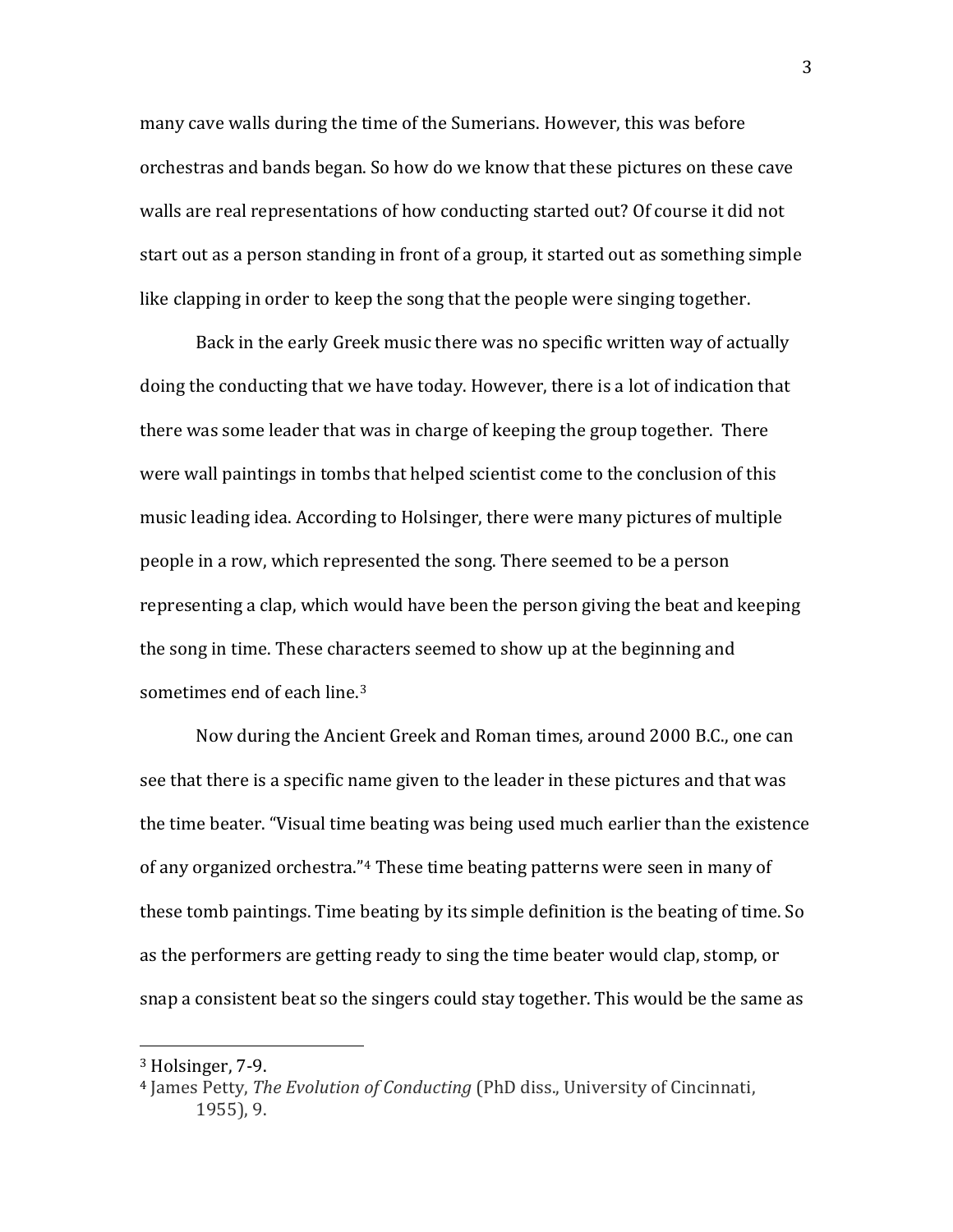many cave walls during the time of the Sumerians. However, this was before orchestras and bands began. So how do we know that these pictures on these cave walls are real representations of how conducting started out? Of course it did not start out as a person standing in front of a group, it started out as something simple like clapping in order to keep the song that the people were singing together.

Back in the early Greek music there was no specific written way of actually doing the conducting that we have today. However, there is a lot of indication that there was some leader that was in charge of keeping the group together. There were wall paintings in tombs that helped scientist come to the conclusion of this music leading idea. According to Holsinger, there were many pictures of multiple people in a row, which represented the song. There seemed to be a person representing a clap, which would have been the person giving the beat and keeping the song in time. These characters seemed to show up at the beginning and sometimes end of each line.[3]

Now during the Ancient Greek and Roman times, around 2000 B.C., one can see that there is a specific name given to the leader in these pictures and that was the time beater. "Visual time beating was being used much earlier than the existence of any organized orchestra."[4] These time beating patterns were seen in many of these tomb paintings. Time beating by its simple definition is the beating of time. So as the performers are getting ready to sing the time beater would clap, stomp, or snap a consistent beat so the singers could stay together. This would be the same as

---

[3] Holsinger, 7-9.

[4] James Petty, *The Evolution of Conducting* (PhD diss., University of Cincinnati, 1955), 9.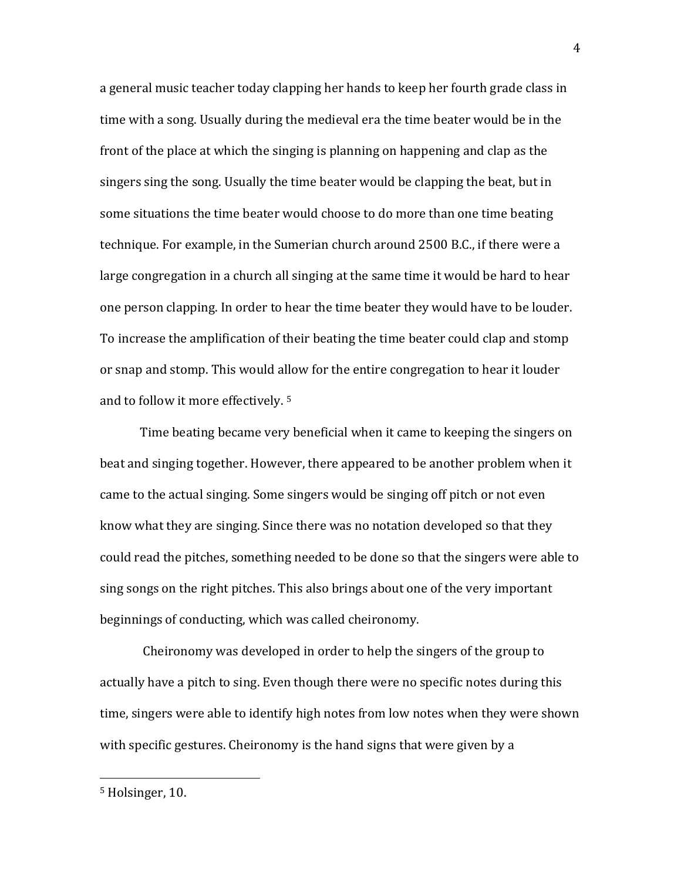a general music teacher today clapping her hands to keep her fourth grade class in time with a song. Usually during the medieval era the time beater would be in the front of the place at which the singing is planning on happening and clap as the singers sing the song. Usually the time beater would be clapping the beat, but in some situations the time beater would choose to do more than one time beating technique. For example, in the Sumerian church around 2500 B.C., if there were a large congregation in a church all singing at the same time it would be hard to hear one person clapping. In order to hear the time beater they would have to be louder. To increase the amplification of their beating the time beater could clap and stomp or snap and stomp. This would allow for the entire congregation to hear it louder and to follow it more effectively. [5]

Time beating became very beneficial when it came to keeping the singers on beat and singing together. However, there appeared to be another problem when it came to the actual singing. Some singers would be singing off pitch or not even know what they are singing. Since there was no notation developed so that they could read the pitches, something needed to be done so that the singers were able to sing songs on the right pitches. This also brings about one of the very important beginnings of conducting, which was called cheironomy.

Cheironomy was developed in order to help the singers of the group to actually have a pitch to sing. Even though there were no specific notes during this time, singers were able to identify high notes from low notes when they were shown with specific gestures. Cheironomy is the hand signs that were given by a

---

[5] Holsinger, 10.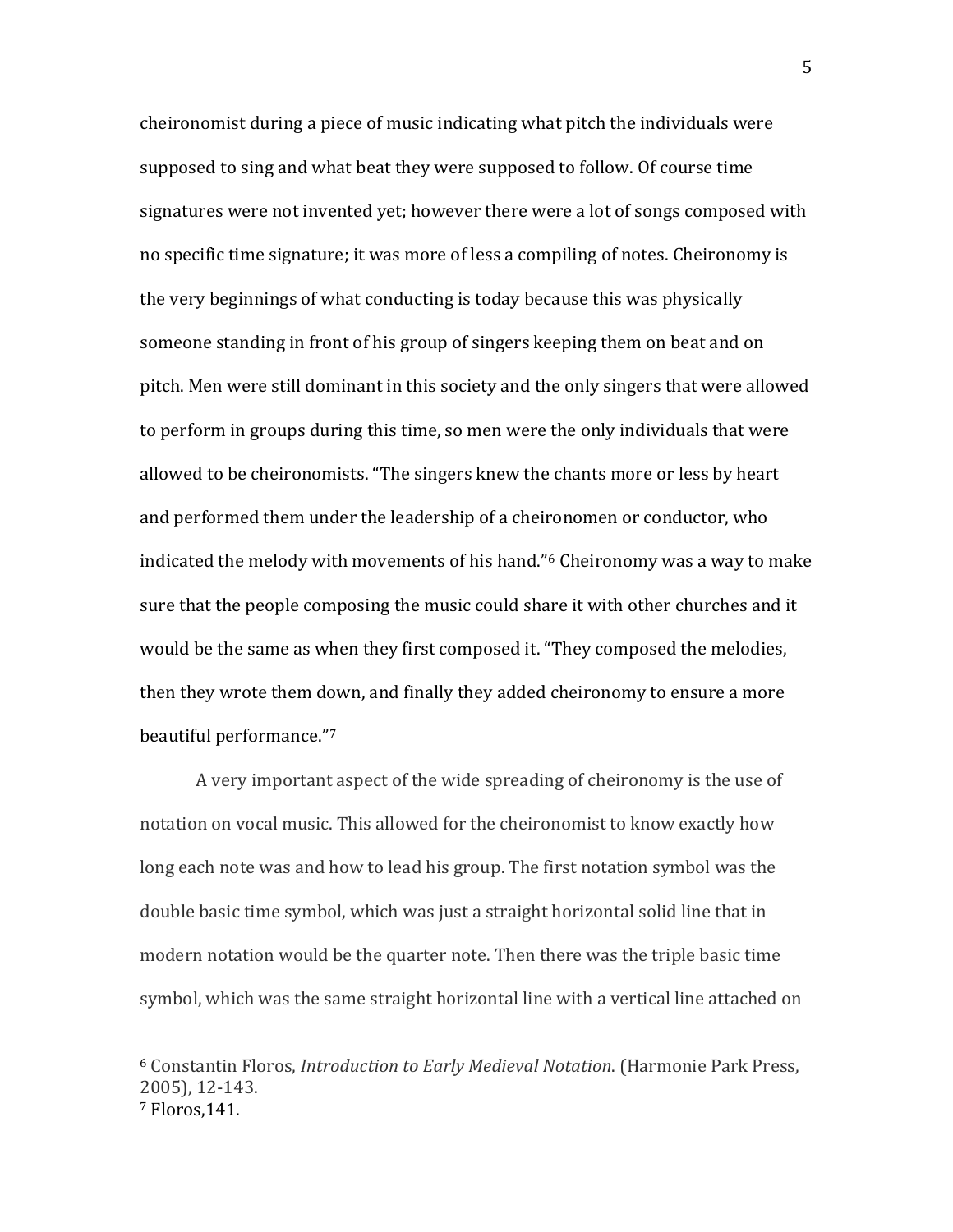cheironomist during a piece of music indicating what pitch the individuals were supposed to sing and what beat they were supposed to follow. Of course time signatures were not invented yet; however there were a lot of songs composed with no specific time signature; it was more of less a compiling of notes. Cheironomy is the very beginnings of what conducting is today because this was physically someone standing in front of his group of singers keeping them on beat and on pitch. Men were still dominant in this society and the only singers that were allowed to perform in groups during this time, so men were the only individuals that were allowed to be cheironomists. "The singers knew the chants more or less by heart and performed them under the leadership of a cheironomen or conductor, who indicated the melody with movements of his hand."[6] Cheironomy was a way to make sure that the people composing the music could share it with other churches and it would be the same as when they first composed it. "They composed the melodies, then they wrote them down, and finally they added cheironomy to ensure a more beautiful performance."[7]

A very important aspect of the wide spreading of cheironomy is the use of notation on vocal music. This allowed for the cheironomist to know exactly how long each note was and how to lead his group. The first notation symbol was the double basic time symbol, which was just a straight horizontal solid line that in modern notation would be the quarter note. Then there was the triple basic time symbol, which was the same straight horizontal line with a vertical line attached on

---

[6] Constantin Floros, *Introduction to Early Medieval Notation*. (Harmonie Park Press, 2005), 12-143.

[7] Floros,141.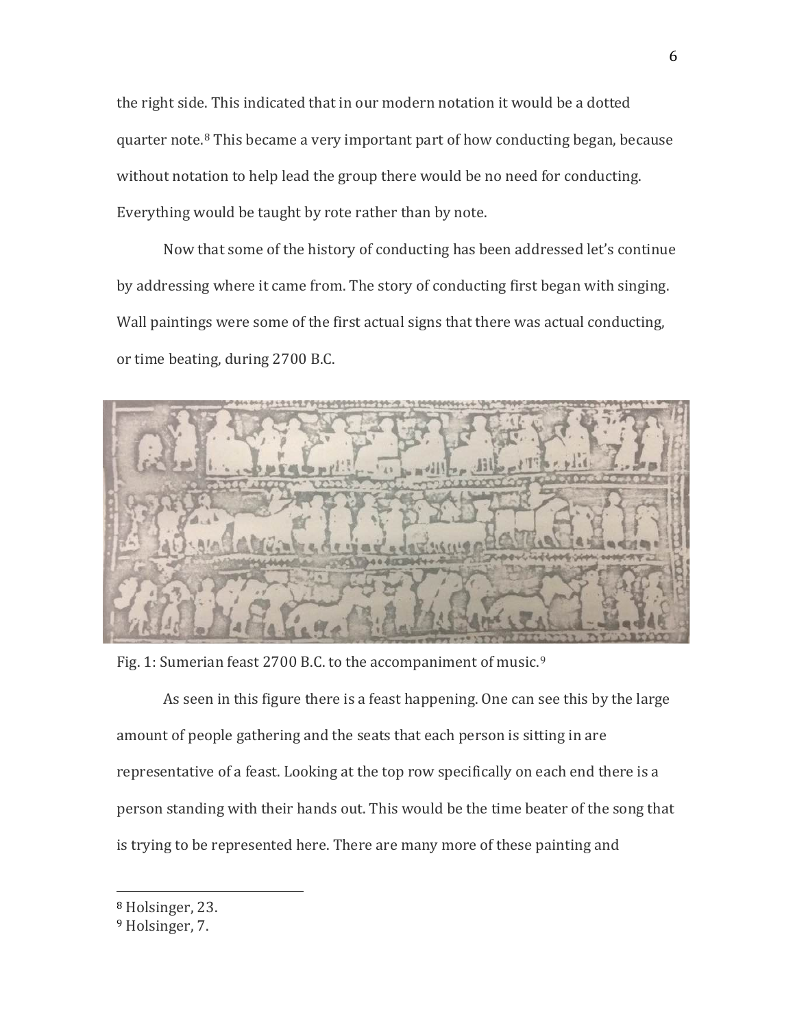the right side. This indicated that in our modern notation it would be a dotted quarter note.[8] This became a very important part of how conducting began, because without notation to help lead the group there would be no need for conducting. Everything would be taught by rote rather than by note.

Now that some of the history of conducting has been addressed let's continue by addressing where it came from. The story of conducting first began with singing. Wall paintings were some of the first actual signs that there was actual conducting, or time beating, during 2700 B.C.

Fig. 1: Sumerian feast 2700 B.C. to the accompaniment of music.[9]

As seen in this figure there is a feast happening. One can see this by the large amount of people gathering and the seats that each person is sitting in are representative of a feast. Looking at the top row specifically on each end there is a person standing with their hands out. This would be the time beater of the song that is trying to be represented here. There are many more of these painting and

---

[8] Holsinger, 23.

[9] Holsinger, 7.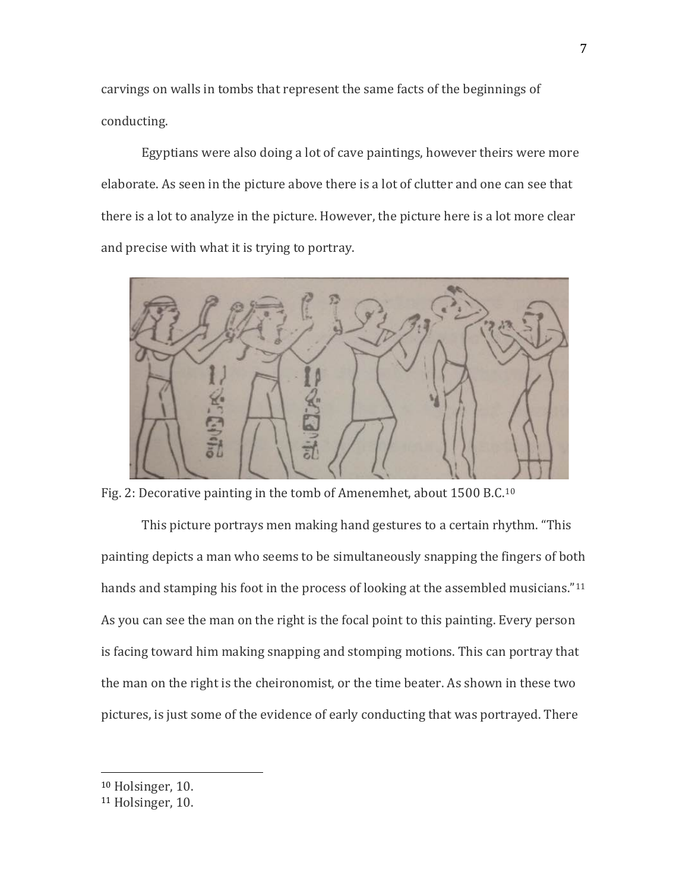carvings on walls in tombs that represent the same facts of the beginnings of conducting.

Egyptians were also doing a lot of cave paintings, however theirs were more elaborate. As seen in the picture above there is a lot of clutter and one can see that there is a lot to analyze in the picture. However, the picture here is a lot more clear and precise with what it is trying to portray.

Fig. 2: Decorative painting in the tomb of Amenemhet, about 1500 B.C.[10]

This picture portrays men making hand gestures to a certain rhythm. "This painting depicts a man who seems to be simultaneously snapping the fingers of both hands and stamping his foot in the process of looking at the assembled musicians."[11] As you can see the man on the right is the focal point to this painting. Every person is facing toward him making snapping and stomping motions. This can portray that the man on the right is the cheironomist, or the time beater. As shown in these two pictures, is just some of the evidence of early conducting that was portrayed. There

---

[10] Holsinger, 10.

[11] Holsinger, 10.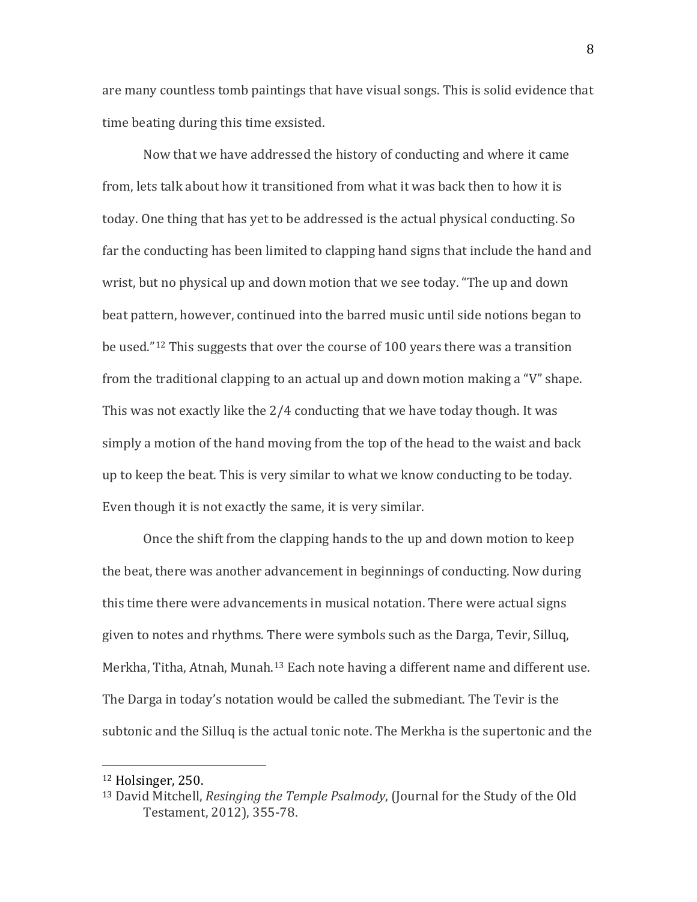are many countless tomb paintings that have visual songs. This is solid evidence that time beating during this time exsisted.

Now that we have addressed the history of conducting and where it came from, lets talk about how it transitioned from what it was back then to how it is today. One thing that has yet to be addressed is the actual physical conducting. So far the conducting has been limited to clapping hand signs that include the hand and wrist, but no physical up and down motion that we see today. "The up and down beat pattern, however, continued into the barred music until side notions began to be used."[12] This suggests that over the course of 100 years there was a transition from the traditional clapping to an actual up and down motion making a "V" shape. This was not exactly like the 2/4 conducting that we have today though. It was simply a motion of the hand moving from the top of the head to the waist and back up to keep the beat. This is very similar to what we know conducting to be today. Even though it is not exactly the same, it is very similar.

Once the shift from the clapping hands to the up and down motion to keep the beat, there was another advancement in beginnings of conducting. Now during this time there were advancements in musical notation. There were actual signs given to notes and rhythms. There were symbols such as the Darga, Tevir, Silluq, Merkha, Titha, Atnah, Munah.[13] Each note having a different name and different use. The Darga in today's notation would be called the submediant. The Tevir is the subtonic and the Silluq is the actual tonic note. The Merkha is the supertonic and the

---

[12] Holsinger, 250.

[13] David Mitchell, *Resinging the Temple Psalmody*, (Journal for the Study of the Old Testament, 2012), 355-78.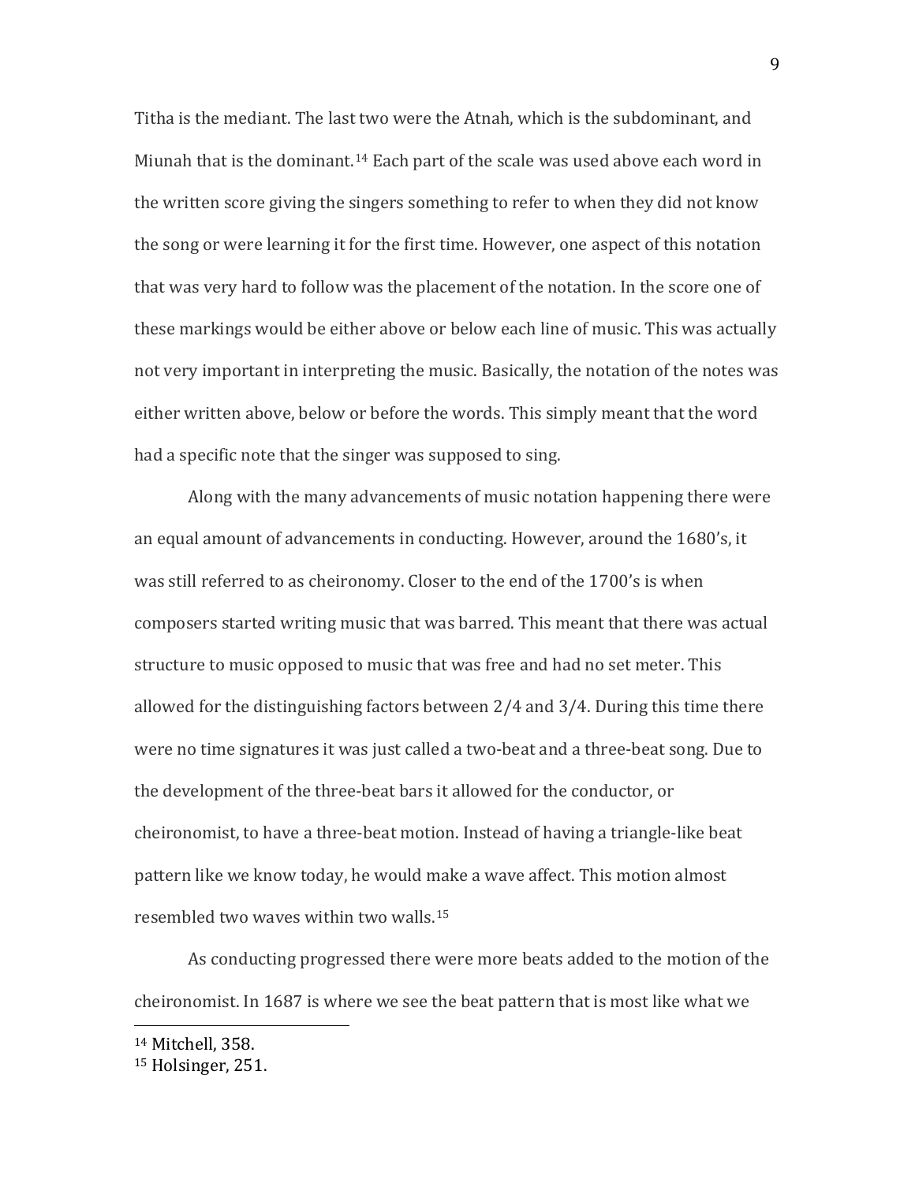Titha is the mediant. The last two were the Atnah, which is the subdominant, and Miunah that is the dominant.[14] Each part of the scale was used above each word in the written score giving the singers something to refer to when they did not know the song or were learning it for the first time. However, one aspect of this notation that was very hard to follow was the placement of the notation. In the score one of these markings would be either above or below each line of music. This was actually not very important in interpreting the music. Basically, the notation of the notes was either written above, below or before the words. This simply meant that the word had a specific note that the singer was supposed to sing.

Along with the many advancements of music notation happening there were an equal amount of advancements in conducting. However, around the 1680's, it was still referred to as cheironomy. Closer to the end of the 1700's is when composers started writing music that was barred. This meant that there was actual structure to music opposed to music that was free and had no set meter. This allowed for the distinguishing factors between 2/4 and 3/4. During this time there were no time signatures it was just called a two-beat and a three-beat song. Due to the development of the three-beat bars it allowed for the conductor, or cheironomist, to have a three-beat motion. Instead of having a triangle-like beat pattern like we know today, he would make a wave affect. This motion almost resembled two waves within two walls.[15]

As conducting progressed there were more beats added to the motion of the cheironomist. In 1687 is where we see the beat pattern that is most like what we

---

[14] Mitchell, 358.

[15] Holsinger, 251.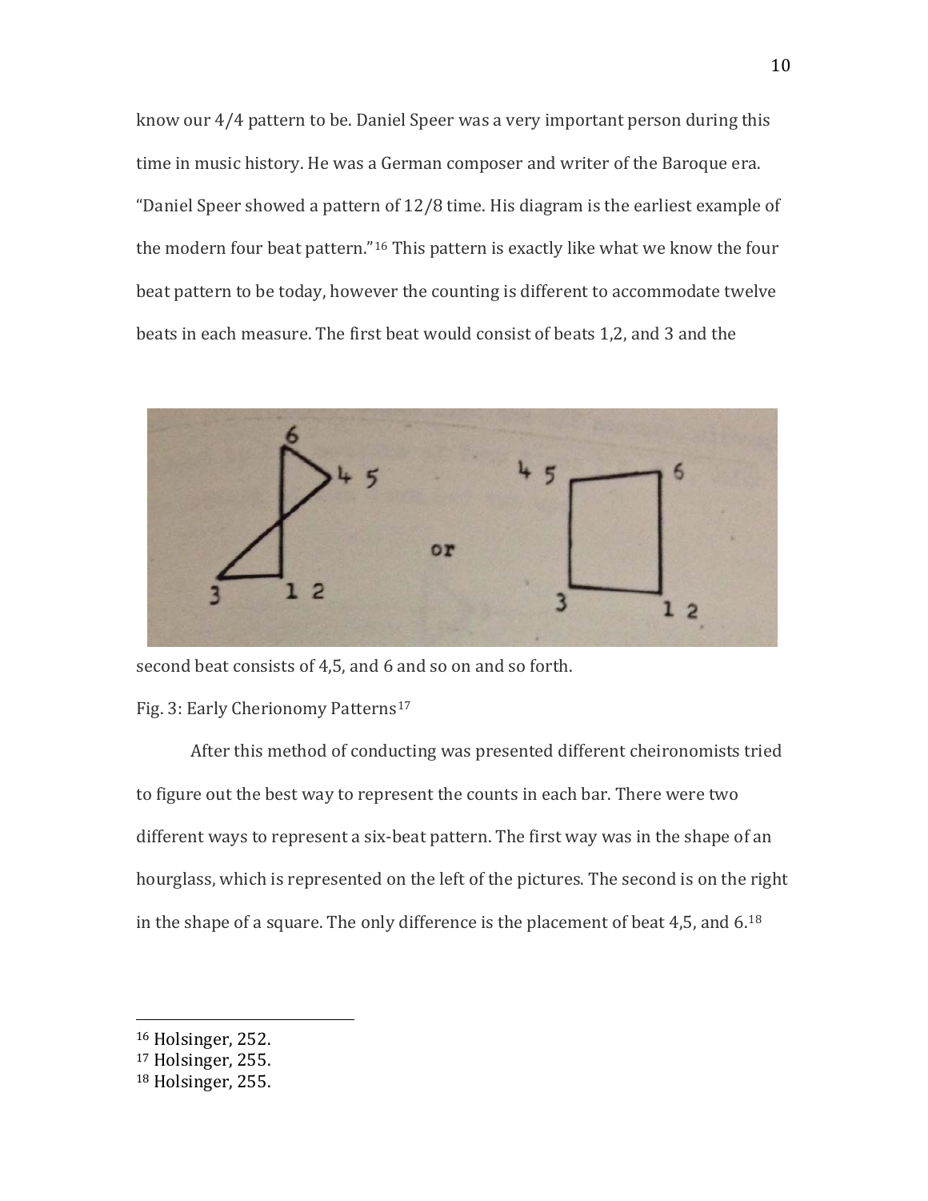know our 4/4 pattern to be. Daniel Speer was a very important person during this time in music history. He was a German composer and writer of the Baroque era. "Daniel Speer showed a pattern of 12/8 time. His diagram is the earliest example of the modern four beat pattern."[16] This pattern is exactly like what we know the four beat pattern to be today, however the counting is different to accommodate twelve beats in each measure. The first beat would consist of beats 1,2, and 3 and the second beat consists of 4,5, and 6 and so on and so forth.

Fig. 3: Early Cherionomy Patterns[17]

After this method of conducting was presented different cheironomists tried to figure out the best way to represent the counts in each bar. There were two different ways to represent a six-beat pattern. The first way was in the shape of an hourglass, which is represented on the left of the pictures. The second is on the right in the shape of a square. The only difference is the placement of beat 4,5, and 6.[18]

---

[16] Holsinger, 252.
[17] Holsinger, 255.
[18] Holsinger, 255.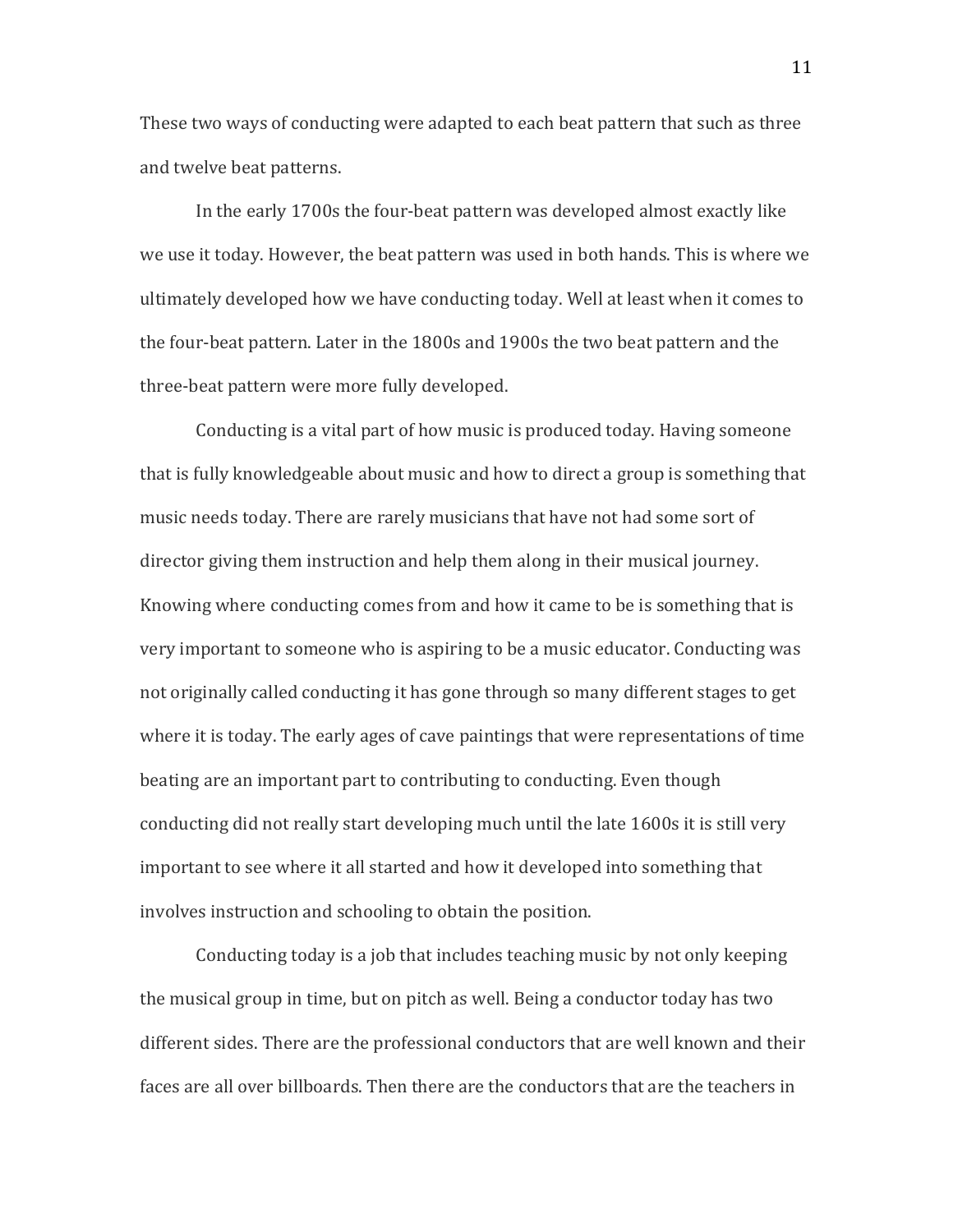These two ways of conducting were adapted to each beat pattern that such as three and twelve beat patterns.

In the early 1700s the four-beat pattern was developed almost exactly like we use it today. However, the beat pattern was used in both hands. This is where we ultimately developed how we have conducting today. Well at least when it comes to the four-beat pattern. Later in the 1800s and 1900s the two beat pattern and the three-beat pattern were more fully developed.

Conducting is a vital part of how music is produced today. Having someone that is fully knowledgeable about music and how to direct a group is something that music needs today. There are rarely musicians that have not had some sort of director giving them instruction and help them along in their musical journey. Knowing where conducting comes from and how it came to be is something that is very important to someone who is aspiring to be a music educator. Conducting was not originally called conducting it has gone through so many different stages to get where it is today. The early ages of cave paintings that were representations of time beating are an important part to contributing to conducting. Even though conducting did not really start developing much until the late 1600s it is still very important to see where it all started and how it developed into something that involves instruction and schooling to obtain the position.

Conducting today is a job that includes teaching music by not only keeping the musical group in time, but on pitch as well. Being a conductor today has two different sides. There are the professional conductors that are well known and their faces are all over billboards. Then there are the conductors that are the teachers in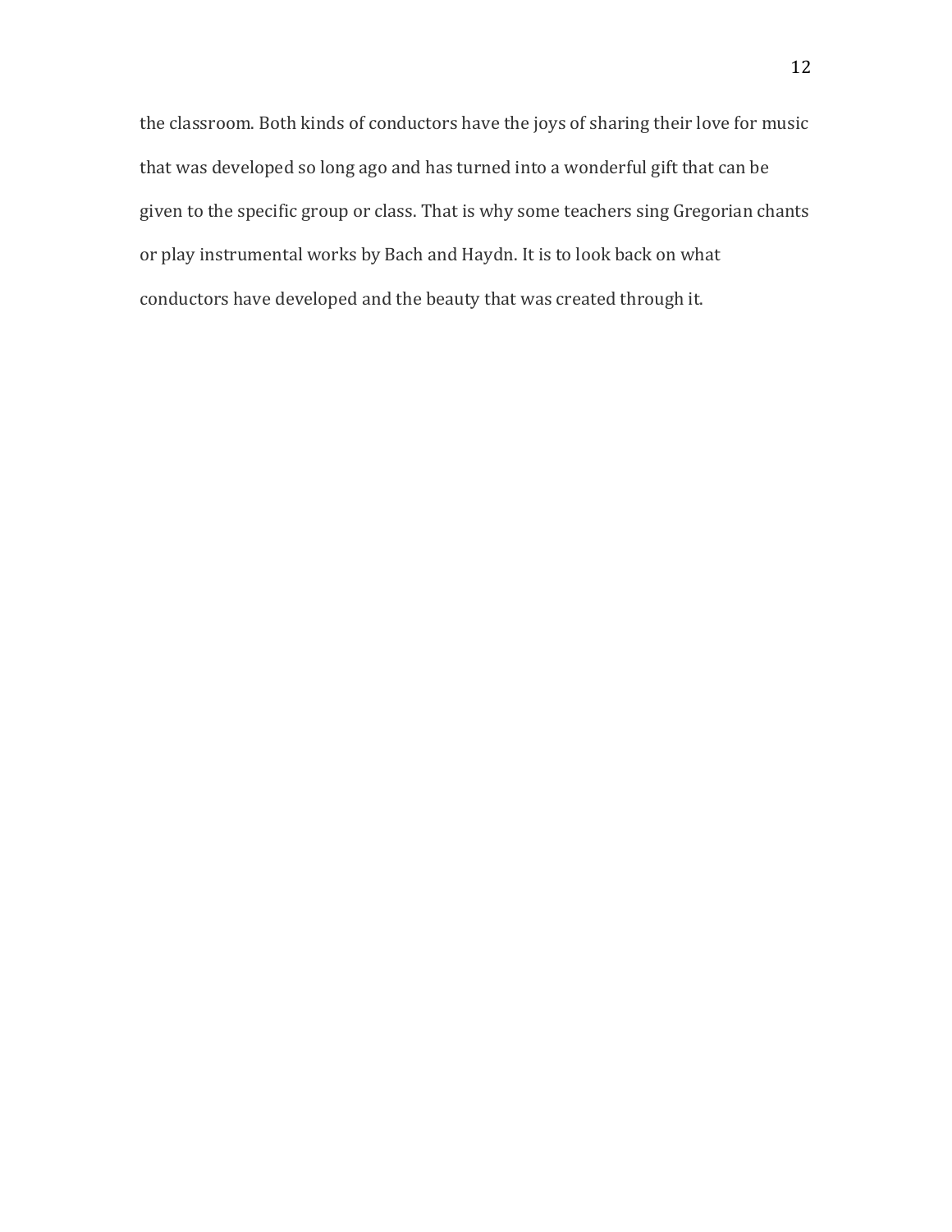the classroom. Both kinds of conductors have the joys of sharing their love for music that was developed so long ago and has turned into a wonderful gift that can be given to the specific group or class. That is why some teachers sing Gregorian chants or play instrumental works by Bach and Haydn. It is to look back on what conductors have developed and the beauty that was created through it.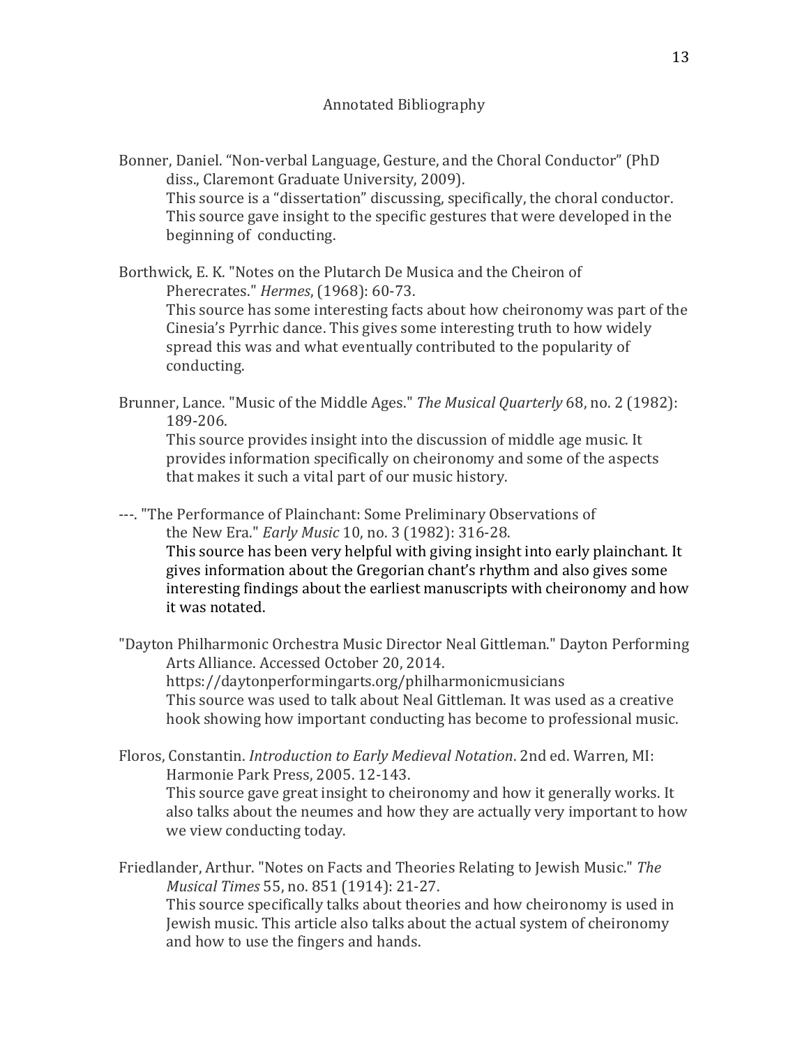# Annotated Bibliography

Bonner, Daniel. “Non-verbal Language, Gesture, and the Choral Conductor” (PhD diss., Claremont Graduate University, 2009).
This source is a “dissertation” discussing, specifically, the choral conductor. This source gave insight to the specific gestures that were developed in the beginning of conducting.

Borthwick, E. K. "Notes on the Plutarch De Musica and the Cheiron of Pherecrates." *Hermes*, (1968): 60-73.
This source has some interesting facts about how cheironomy was part of the Cinesia’s Pyrrhic dance. This gives some interesting truth to how widely spread this was and what eventually contributed to the popularity of conducting.

Brunner, Lance. "Music of the Middle Ages." *The Musical Quarterly* 68, no. 2 (1982): 189-206.
This source provides insight into the discussion of middle age music. It provides information specifically on cheironomy and some of the aspects that makes it such a vital part of our music history.

---. "The Performance of Plainchant: Some Preliminary Observations of the New Era." *Early Music* 10, no. 3 (1982): 316-28.
This source has been very helpful with giving insight into early plainchant. It gives information about the Gregorian chant’s rhythm and also gives some interesting findings about the earliest manuscripts with cheironomy and how it was notated.

"Dayton Philharmonic Orchestra Music Director Neal Gittleman." Dayton Performing Arts Alliance. Accessed October 20, 2014. https://daytonperformingarts.org/philharmonicmusicians
This source was used to talk about Neal Gittleman. It was used as a creative hook showing how important conducting has become to professional music.

Floros, Constantin. *Introduction to Early Medieval Notation*. 2nd ed. Warren, MI: Harmonie Park Press, 2005. 12-143.
This source gave great insight to cheironomy and how it generally works. It also talks about the neumes and how they are actually very important to how we view conducting today.

Friedlander, Arthur. "Notes on Facts and Theories Relating to Jewish Music." *The Musical Times* 55, no. 851 (1914): 21-27.
This source specifically talks about theories and how cheironomy is used in Jewish music. This article also talks about the actual system of cheironomy and how to use the fingers and hands.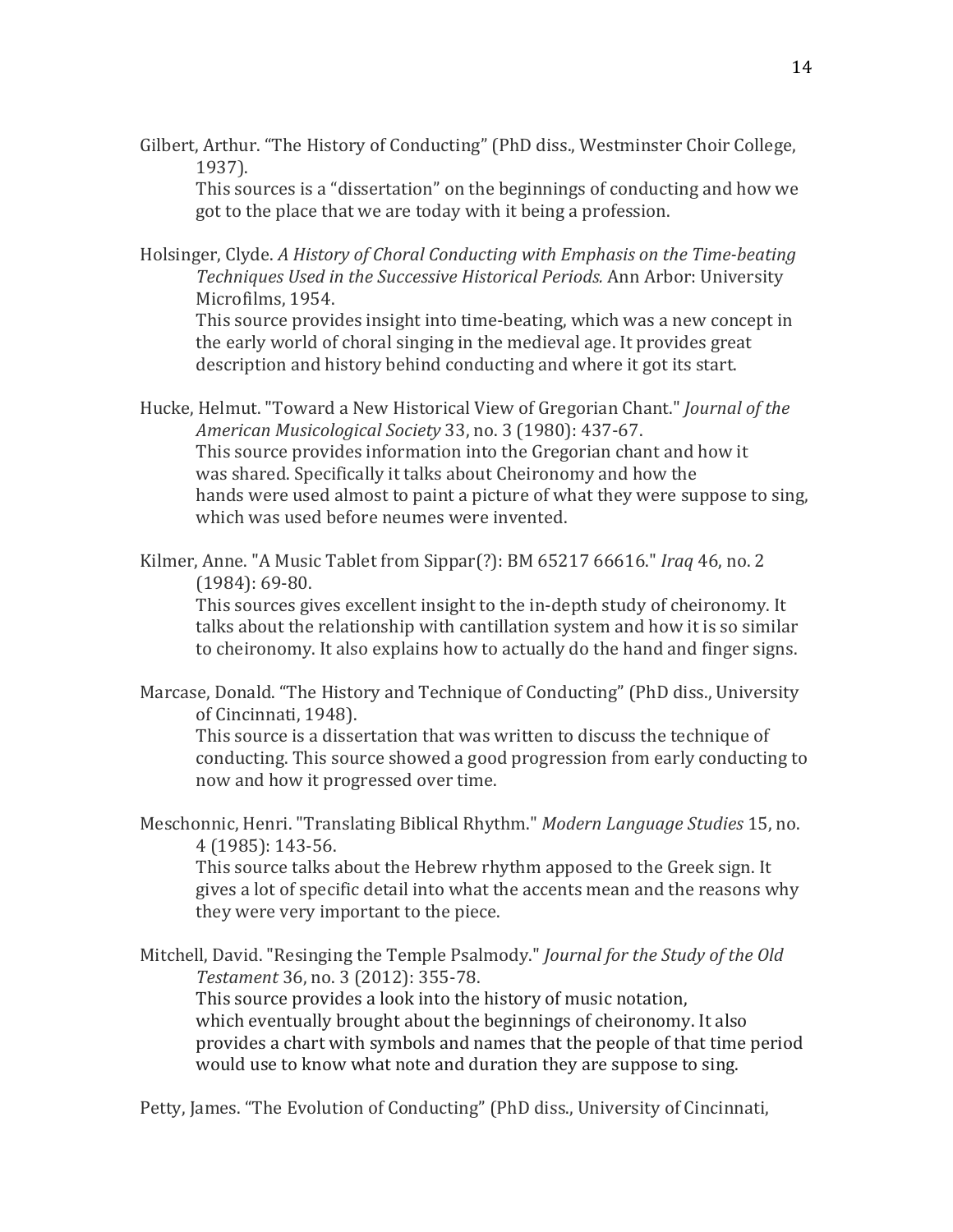Gilbert, Arthur. "The History of Conducting" (PhD diss., Westminster Choir College, 1937).

This sources is a "dissertation" on the beginnings of conducting and how we got to the place that we are today with it being a profession.

Holsinger, Clyde. *A History of Choral Conducting with Emphasis on the Time-beating Techniques Used in the Successive Historical Periods.* Ann Arbor: University Microfilms, 1954.

This source provides insight into time-beating, which was a new concept in the early world of choral singing in the medieval age. It provides great description and history behind conducting and where it got its start.

Hucke, Helmut. "Toward a New Historical View of Gregorian Chant." *Journal of the American Musicological Society* 33, no. 3 (1980): 437-67.

This source provides information into the Gregorian chant and how it was shared. Specifically it talks about Cheironomy and how the hands were used almost to paint a picture of what they were suppose to sing, which was used before neumes were invented.

Kilmer, Anne. "A Music Tablet from Sippar(?): BM 65217 66616." *Iraq* 46, no. 2 (1984): 69-80.

This sources gives excellent insight to the in-depth study of cheironomy. It talks about the relationship with cantillation system and how it is so similar to cheironomy. It also explains how to actually do the hand and finger signs.

Marcase, Donald. "The History and Technique of Conducting" (PhD diss., University of Cincinnati, 1948).

This source is a dissertation that was written to discuss the technique of conducting. This source showed a good progression from early conducting to now and how it progressed over time.

Meschonnic, Henri. "Translating Biblical Rhythm." *Modern Language Studies* 15, no. 4 (1985): 143-56.

This source talks about the Hebrew rhythm apposed to the Greek sign. It gives a lot of specific detail into what the accents mean and the reasons why they were very important to the piece.

Mitchell, David. "Resinging the Temple Psalmody." *Journal for the Study of the Old Testament* 36, no. 3 (2012): 355-78.

This source provides a look into the history of music notation, which eventually brought about the beginnings of cheironomy. It also provides a chart with symbols and names that the people of that time period would use to know what note and duration they are suppose to sing.

Petty, James. "The Evolution of Conducting" (PhD diss., University of Cincinnati,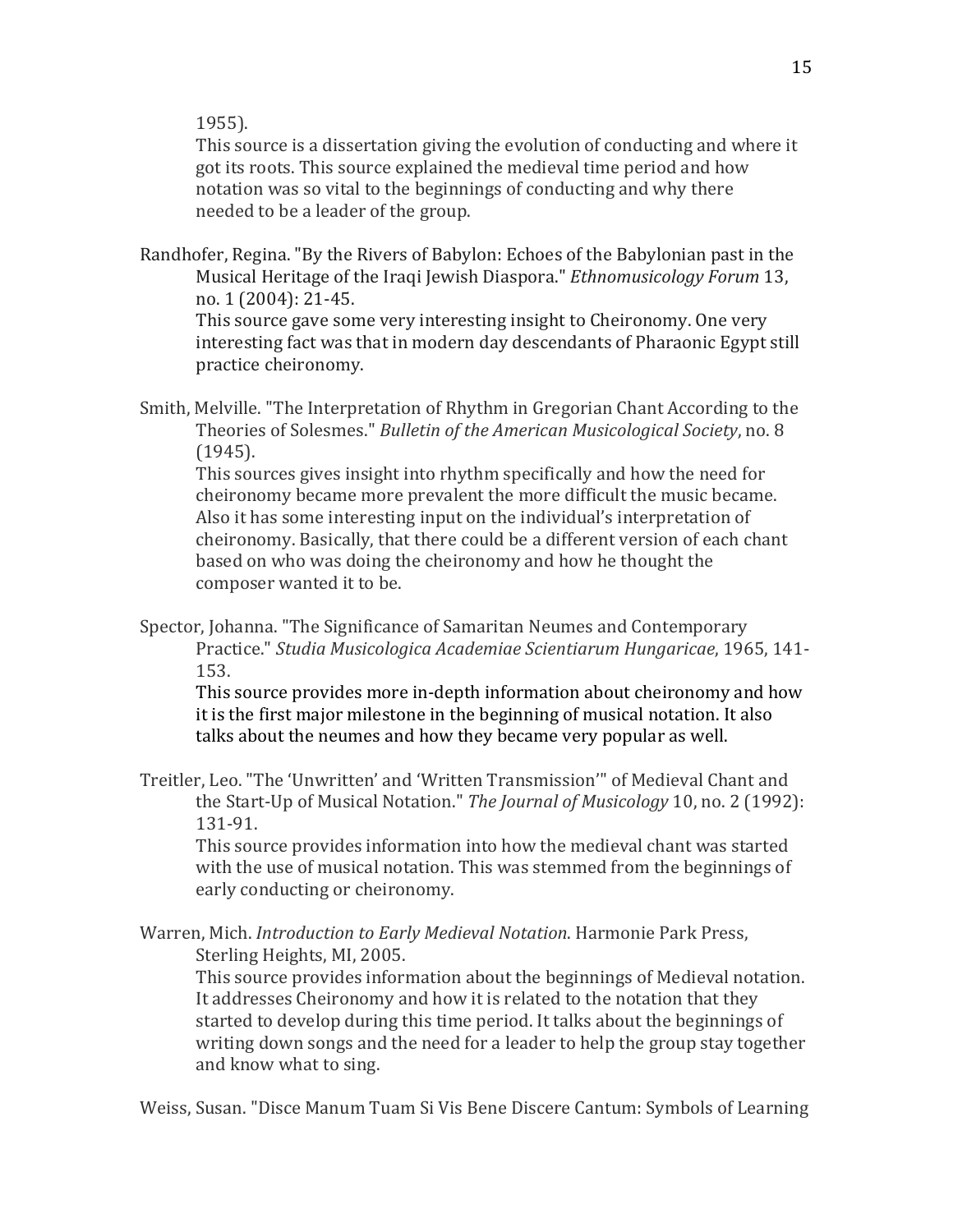1955).

This source is a dissertation giving the evolution of conducting and where it got its roots. This source explained the medieval time period and how notation was so vital to the beginnings of conducting and why there needed to be a leader of the group.

Randhofer, Regina. "By the Rivers of Babylon: Echoes of the Babylonian past in the Musical Heritage of the Iraqi Jewish Diaspora." *Ethnomusicology Forum* 13, no. 1 (2004): 21-45.

This source gave some very interesting insight to Cheironomy. One very interesting fact was that in modern day descendants of Pharaonic Egypt still practice cheironomy.

Smith, Melville. "The Interpretation of Rhythm in Gregorian Chant According to the Theories of Solesmes." *Bulletin of the American Musicological Society*, no. 8 (1945).

This sources gives insight into rhythm specifically and how the need for cheironomy became more prevalent the more difficult the music became. Also it has some interesting input on the individual's interpretation of cheironomy. Basically, that there could be a different version of each chant based on who was doing the cheironomy and how he thought the composer wanted it to be.

Spector, Johanna. "The Significance of Samaritan Neumes and Contemporary Practice." *Studia Musicologica Academiae Scientiarum Hungaricae*, 1965, 141-153.

This source provides more in-depth information about cheironomy and how it is the first major milestone in the beginning of musical notation. It also talks about the neumes and how they became very popular as well.

Treitler, Leo. "The 'Unwritten' and 'Written Transmission'" of Medieval Chant and the Start-Up of Musical Notation." *The Journal of Musicology* 10, no. 2 (1992): 131-91.

This source provides information into how the medieval chant was started with the use of musical notation. This was stemmed from the beginnings of early conducting or cheironomy.

Warren, Mich. *Introduction to Early Medieval Notation*. Harmonie Park Press, Sterling Heights, MI, 2005.

This source provides information about the beginnings of Medieval notation. It addresses Cheironomy and how it is related to the notation that they started to develop during this time period. It talks about the beginnings of writing down songs and the need for a leader to help the group stay together and know what to sing.

Weiss, Susan. "Disce Manum Tuam Si Vis Bene Discere Cantum: Symbols of Learning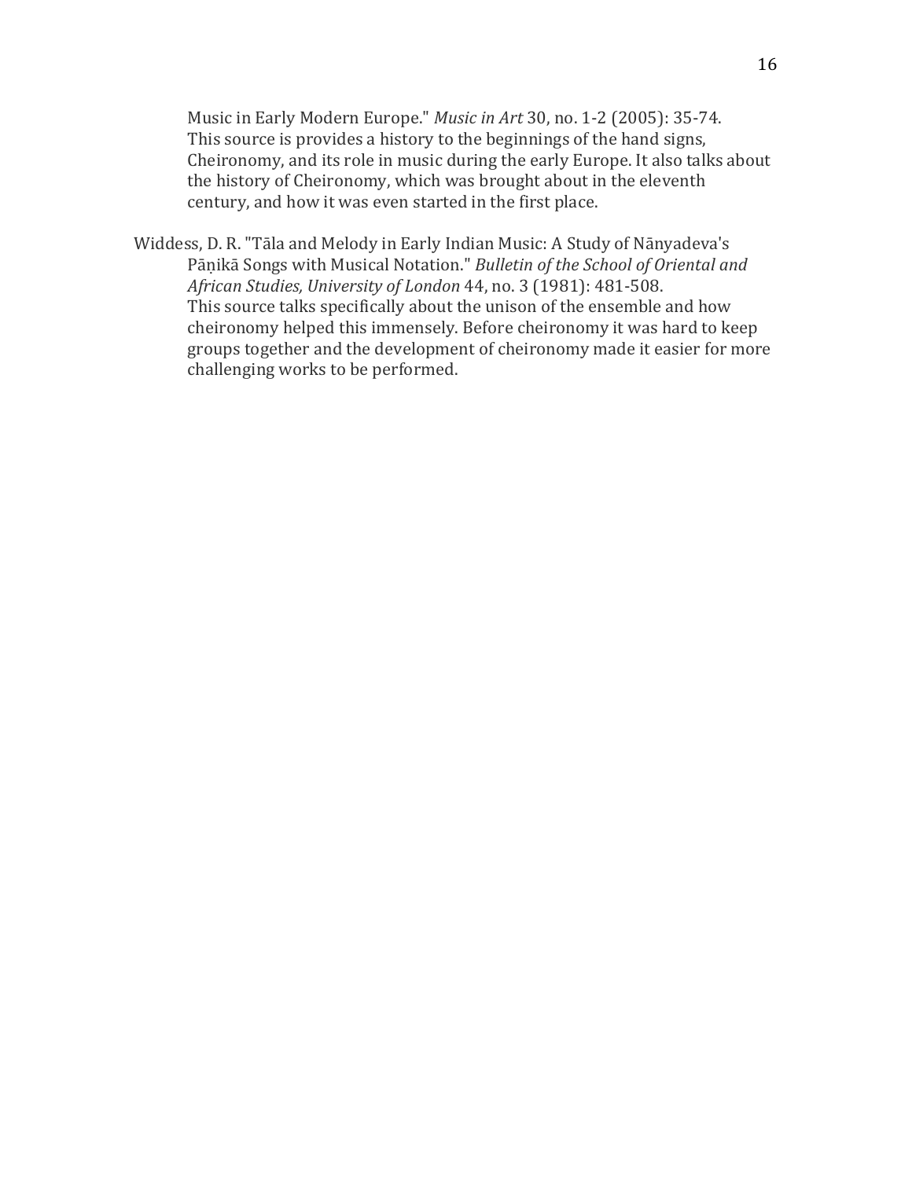Music in Early Modern Europe." *Music in Art* 30, no. 1-2 (2005): 35-74.
This source is provides a history to the beginnings of the hand signs, Cheironomy, and its role in music during the early Europe. It also talks about the history of Cheironomy, which was brought about in the eleventh century, and how it was even started in the first place.

Widdess, D. R. "Tāla and Melody in Early Indian Music: A Study of Nānyadeva's Pāṇikā Songs with Musical Notation." *Bulletin of the School of Oriental and African Studies, University of London* 44, no. 3 (1981): 481-508.
This source talks specifically about the unison of the ensemble and how cheironomy helped this immensely. Before cheironomy it was hard to keep groups together and the development of cheironomy made it easier for more challenging works to be performed.